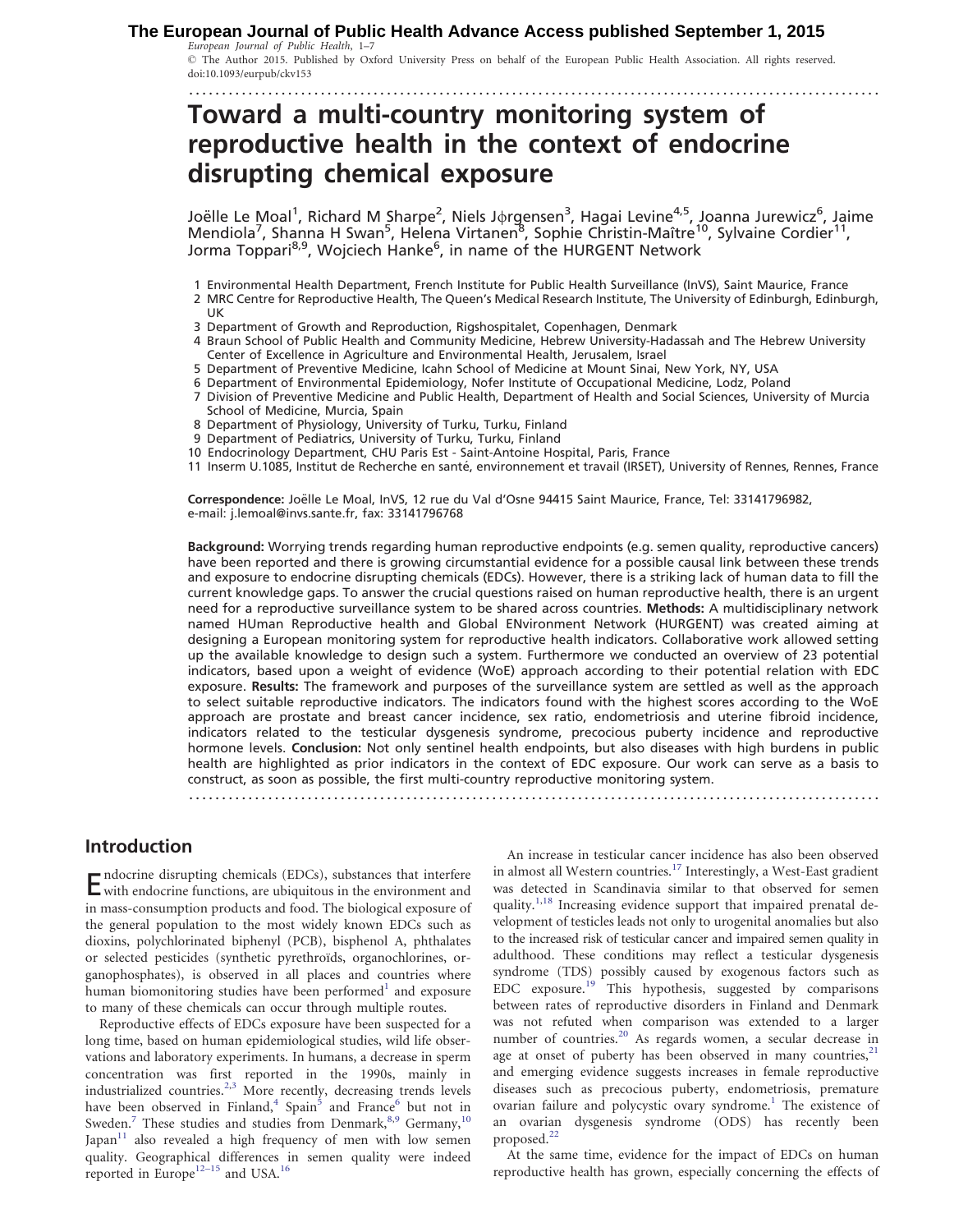# Toward a multi-country monitoring system of reproductive health in the context of endocrine disrupting chemical exposure

Joëlle Le Moal[1], Richard M Sharpe[2], Niels Jφrgensen[3], Hagai Levine[4,5], Joanna Jurewicz[6], Jaime Mendiola[7], Shanna H Swan[5], Helena Virtanen[8], Sophie Christin-Maître[10], Sylvaine Cordier[11], Jorma Toppari[8,9], Wojciech Hanke[6], in name of the HURGENT Network

1 Environmental Health Department, French Institute for Public Health Surveillance (InVS), Saint Maurice, France
2 MRC Centre for Reproductive Health, The Queen's Medical Research Institute, The University of Edinburgh, Edinburgh, UK
3 Department of Growth and Reproduction, Rigshospitalet, Copenhagen, Denmark
4 Braun School of Public Health and Community Medicine, Hebrew University-Hadassah and The Hebrew University Center of Excellence in Agriculture and Environmental Health, Jerusalem, Israel
5 Department of Preventive Medicine, Icahn School of Medicine at Mount Sinai, New York, NY, USA
6 Department of Environmental Epidemiology, Nofer Institute of Occupational Medicine, Lodz, Poland
7 Division of Preventive Medicine and Public Health, Department of Health and Social Sciences, University of Murcia School of Medicine, Murcia, Spain
8 Department of Physiology, University of Turku, Turku, Finland
9 Department of Pediatrics, University of Turku, Turku, Finland
10 Endocrinology Department, CHU Paris Est - Saint-Antoine Hospital, Paris, France
11 Inserm U.1085, Institut de Recherche en santé, environnement et travail (IRSET), University of Rennes, Rennes, France

**Correspondence:** Joëlle Le Moal, InVS, 12 rue du Val d'Osne 94415 Saint Maurice, France, Tel: 33141796982, e-mail: j.lemoal@invs.sante.fr, fax: 33141796768

**Background:** Worrying trends regarding human reproductive endpoints (e.g. semen quality, reproductive cancers) have been reported and there is growing circumstantial evidence for a possible causal link between these trends and exposure to endocrine disrupting chemicals (EDCs). However, there is a striking lack of human data to fill the current knowledge gaps. To answer the crucial questions raised on human reproductive health, there is an urgent need for a reproductive surveillance system to be shared across countries. **Methods:** A multidisciplinary network named HUman Reproductive health and Global ENvironment Network (HURGENT) was created aiming at designing a European monitoring system for reproductive health indicators. Collaborative work allowed setting up the available knowledge to design such a system. Furthermore we conducted an overview of 23 potential indicators, based upon a weight of evidence (WoE) approach according to their potential relation with EDC exposure. **Results:** The framework and purposes of the surveillance system are settled as well as the approach to select suitable reproductive indicators. The indicators found with the highest scores according to the WoE approach are prostate and breast cancer incidence, sex ratio, endometriosis and uterine fibroid incidence, indicators related to the testicular dysgenesis syndrome, precocious puberty incidence and reproductive hormone levels. **Conclusion:** Not only sentinel health endpoints, but also diseases with high burdens in public health are highlighted as prior indicators in the context of EDC exposure. Our work can serve as a basis to construct, as soon as possible, the first multi-country reproductive monitoring system.

## Introduction

Endocrine disrupting chemicals (EDCs), substances that interfere with endocrine functions, are ubiquitous in the environment and in mass-consumption products and food. The biological exposure of the general population to the most widely known EDCs such as dioxins, polychlorinated biphenyl (PCB), bisphenol A, phthalates or selected pesticides (synthetic pyrethroïds, organochlorines, organophosphates), is observed in all places and countries where human biomonitoring studies have been performed[1] and exposure to many of these chemicals can occur through multiple routes.

Reproductive effects of EDCs exposure have been suspected for a long time, based on human epidemiological studies, wild life observations and laboratory experiments. In humans, a decrease in sperm concentration was first reported in the 1990s, mainly in industrialized countries.[2,3] More recently, decreasing trends levels have been observed in Finland,[4] Spain[5] and France[6] but not in Sweden.[7] These studies and studies from Denmark,[8,9] Germany,[10] Japan[11] also revealed a high frequency of men with low semen quality. Geographical differences in semen quality were indeed reported in Europe[12–15] and USA.[16]

An increase in testicular cancer incidence has also been observed in almost all Western countries.[17] Interestingly, a West-East gradient was detected in Scandinavia similar to that observed for semen quality.[1,18] Increasing evidence support that impaired prenatal development of testicles leads not only to urogenital anomalies but also to the increased risk of testicular cancer and impaired semen quality in adulthood. These conditions may reflect a testicular dysgenesis syndrome (TDS) possibly caused by exogenous factors such as EDC exposure.[19] This hypothesis, suggested by comparisons between rates of reproductive disorders in Finland and Denmark was not refuted when comparison was extended to a larger number of countries.[20] As regards women, a secular decrease in age at onset of puberty has been observed in many countries,[21] and emerging evidence suggests increases in female reproductive diseases such as precocious puberty, endometriosis, premature ovarian failure and polycystic ovary syndrome.[1] The existence of an ovarian dysgenesis syndrome (ODS) has recently been proposed.[22]

At the same time, evidence for the impact of EDCs on human reproductive health has grown, especially concerning the effects of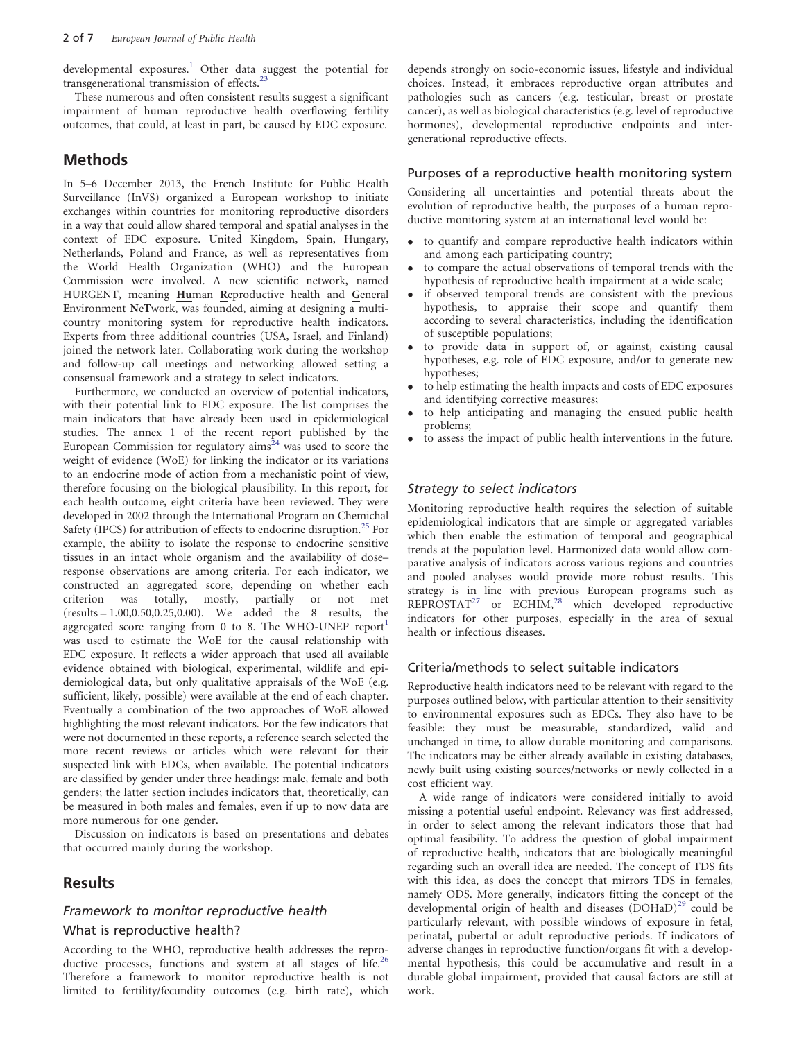developmental exposures.[1] Other data suggest the potential for transgenerational transmission of effects.[23]

These numerous and often consistent results suggest a significant impairment of human reproductive health overflowing fertility outcomes, that could, at least in part, be caused by EDC exposure.

## Methods

In 5–6 December 2013, the French Institute for Public Health Surveillance (InVS) organized a European workshop to initiate exchanges within countries for monitoring reproductive disorders in a way that could allow shared temporal and spatial analyses in the context of EDC exposure. United Kingdom, Spain, Hungary, Netherlands, Poland and France, as well as representatives from the World Health Organization (WHO) and the European Commission were involved. A new scientific network, named HURGENT, meaning **Hu**man **R**eproductive health and **G**eneral **E**nvironment **N**e**T**work, was founded, aiming at designing a multi-country monitoring system for reproductive health indicators. Experts from three additional countries (USA, Israel, and Finland) joined the network later. Collaborating work during the workshop and follow-up call meetings and networking allowed setting a consensual framework and a strategy to select indicators.

Furthermore, we conducted an overview of potential indicators, with their potential link to EDC exposure. The list comprises the main indicators that have already been used in epidemiological studies. The annex 1 of the recent report published by the European Commission for regulatory aims[24] was used to score the weight of evidence (WoE) for linking the indicator or its variations to an endocrine mode of action from a mechanistic point of view, therefore focusing on the biological plausibility. In this report, for each health outcome, eight criteria have been reviewed. They were developed in 2002 through the International Program on Chemichal Safety (IPCS) for attribution of effects to endocrine disruption.[25] For example, the ability to isolate the response to endocrine sensitive tissues in an intact whole organism and the availability of dose–response observations are among criteria. For each indicator, we constructed an aggregated score, depending on whether each criterion was totally, mostly, partially or not met (results = 1.00,0.50,0.25,0.00). We added the 8 results, the aggregated score ranging from 0 to 8. The WHO-UNEP report[1] was used to estimate the WoE for the causal relationship with EDC exposure. It reflects a wider approach that used all available evidence obtained with biological, experimental, wildlife and epidemiological data, but only qualitative appraisals of the WoE (e.g. sufficient, likely, possible) were available at the end of each chapter. Eventually a combination of the two approaches of WoE allowed highlighting the most relevant indicators. For the few indicators that were not documented in these reports, a reference search selected the more recent reviews or articles which were relevant for their suspected link with EDCs, when available. The potential indicators are classified by gender under three headings: male, female and both genders; the latter section includes indicators that, theoretically, can be measured in both males and females, even if up to now data are more numerous for one gender.

Discussion on indicators is based on presentations and debates that occurred mainly during the workshop.

## Results

### *Framework to monitor reproductive health*

#### What is reproductive health?

According to the WHO, reproductive health addresses the reproductive processes, functions and system at all stages of life.[26] Therefore a framework to monitor reproductive health is not limited to fertility/fecundity outcomes (e.g. birth rate), which depends strongly on socio-economic issues, lifestyle and individual choices. Instead, it embraces reproductive organ attributes and pathologies such as cancers (e.g. testicular, breast or prostate cancer), as well as biological characteristics (e.g. level of reproductive hormones), developmental reproductive endpoints and intergenerational reproductive effects.

#### Purposes of a reproductive health monitoring system

Considering all uncertainties and potential threats about the evolution of reproductive health, the purposes of a human reproductive monitoring system at an international level would be:

- to quantify and compare reproductive health indicators within and among each participating country;
- to compare the actual observations of temporal trends with the hypothesis of reproductive health impairment at a wide scale;
- if observed temporal trends are consistent with the previous hypothesis, to appraise their scope and quantify them according to several characteristics, including the identification of susceptible populations;
- to provide data in support of, or against, existing causal hypotheses, e.g. role of EDC exposure, and/or to generate new hypotheses;
- to help estimating the health impacts and costs of EDC exposures and identifying corrective measures;
- to help anticipating and managing the ensued public health problems;
- to assess the impact of public health interventions in the future.

### *Strategy to select indicators*

Monitoring reproductive health requires the selection of suitable epidemiological indicators that are simple or aggregated variables which then enable the estimation of temporal and geographical trends at the population level. Harmonized data would allow comparative analysis of indicators across various regions and countries and pooled analyses would provide more robust results. This strategy is in line with previous European programs such as REPROSTAT[27] or ECHIM,[28] which developed reproductive indicators for other purposes, especially in the area of sexual health or infectious diseases.

#### Criteria/methods to select suitable indicators

Reproductive health indicators need to be relevant with regard to the purposes outlined below, with particular attention to their sensitivity to environmental exposures such as EDCs. They also have to be feasible: they must be measurable, standardized, valid and unchanged in time, to allow durable monitoring and comparisons. The indicators may be either already available in existing databases, newly built using existing sources/networks or newly collected in a cost efficient way.

A wide range of indicators were considered initially to avoid missing a potential useful endpoint. Relevancy was first addressed, in order to select among the relevant indicators those that had optimal feasibility. To address the question of global impairment of reproductive health, indicators that are biologically meaningful regarding such an overall idea are needed. The concept of TDS fits with this idea, as does the concept that mirrors TDS in females, namely ODS. More generally, indicators fitting the concept of the developmental origin of health and diseases (DOHaD)[29] could be particularly relevant, with possible windows of exposure in fetal, perinatal, pubertal or adult reproductive periods. If indicators of adverse changes in reproductive function/organs fit with a developmental hypothesis, this could be accumulative and result in a durable global impairment, provided that causal factors are still at work.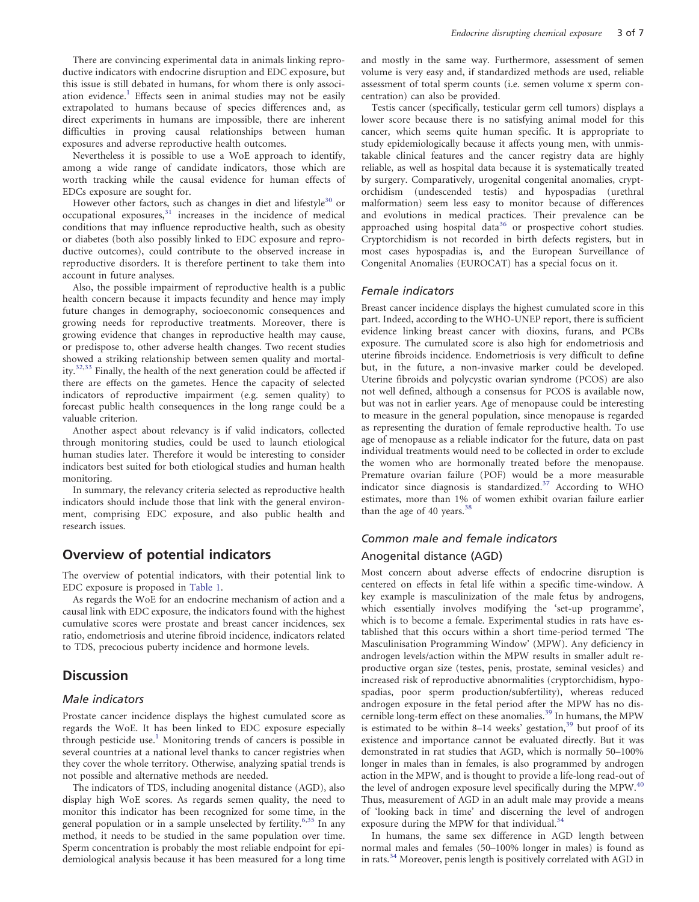There are convincing experimental data in animals linking reproductive indicators with endocrine disruption and EDC exposure, but this issue is still debated in humans, for whom there is only association evidence.[1] Effects seen in animal studies may not be easily extrapolated to humans because of species differences and, as direct experiments in humans are impossible, there are inherent difficulties in proving causal relationships between human exposures and adverse reproductive health outcomes.

Nevertheless it is possible to use a WoE approach to identify, among a wide range of candidate indicators, those which are worth tracking while the causal evidence for human effects of EDCs exposure are sought for.

However other factors, such as changes in diet and lifestyle[30] or occupational exposures,[31] increases in the incidence of medical conditions that may influence reproductive health, such as obesity or diabetes (both also possibly linked to EDC exposure and reproductive outcomes), could contribute to the observed increase in reproductive disorders. It is therefore pertinent to take them into account in future analyses.

Also, the possible impairment of reproductive health is a public health concern because it impacts fecundity and hence may imply future changes in demography, socioeconomic consequences and growing needs for reproductive treatments. Moreover, there is growing evidence that changes in reproductive health may cause, or predispose to, other adverse health changes. Two recent studies showed a striking relationship between semen quality and mortality.[32,33] Finally, the health of the next generation could be affected if there are effects on the gametes. Hence the capacity of selected indicators of reproductive impairment (e.g. semen quality) to forecast public health consequences in the long range could be a valuable criterion.

Another aspect about relevancy is if valid indicators, collected through monitoring studies, could be used to launch etiological human studies later. Therefore it would be interesting to consider indicators best suited for both etiological studies and human health monitoring.

In summary, the relevancy criteria selected as reproductive health indicators should include those that link with the general environment, comprising EDC exposure, and also public health and research issues.

## Overview of potential indicators

The overview of potential indicators, with their potential link to EDC exposure is proposed in Table 1.

As regards the WoE for an endocrine mechanism of action and a causal link with EDC exposure, the indicators found with the highest cumulative scores were prostate and breast cancer incidences, sex ratio, endometriosis and uterine fibroid incidence, indicators related to TDS, precocious puberty incidence and hormone levels.

## Discussion

### *Male indicators*

Prostate cancer incidence displays the highest cumulated score as regards the WoE. It has been linked to EDC exposure especially through pesticide use.[1] Monitoring trends of cancers is possible in several countries at a national level thanks to cancer registries when they cover the whole territory. Otherwise, analyzing spatial trends is not possible and alternative methods are needed.

The indicators of TDS, including anogenital distance (AGD), also display high WoE scores. As regards semen quality, the need to monitor this indicator has been recognized for some time, in the general population or in a sample unselected by fertility.[6,35] In any method, it needs to be studied in the same population over time. Sperm concentration is probably the most reliable endpoint for epidemiological analysis because it has been measured for a long time and mostly in the same way. Furthermore, assessment of semen volume is very easy and, if standardized methods are used, reliable assessment of total sperm counts (i.e. semen volume x sperm concentration) can also be provided.

Testis cancer (specifically, testicular germ cell tumors) displays a lower score because there is no satisfying animal model for this cancer, which seems quite human specific. It is appropriate to study epidemiologically because it affects young men, with unmistakable clinical features and the cancer registry data are highly reliable, as well as hospital data because it is systematically treated by surgery. Comparatively, urogenital congenital anomalies, cryptorchidism (undescended testis) and hypospadias (urethral malformation) seem less easy to monitor because of differences and evolutions in medical practices. Their prevalence can be approached using hospital data[36] or prospective cohort studies. Cryptorchidism is not recorded in birth defects registers, but in most cases hypospadias is, and the European Surveillance of Congenital Anomalies (EUROCAT) has a special focus on it.

### *Female indicators*

Breast cancer incidence displays the highest cumulated score in this part. Indeed, according to the WHO-UNEP report, there is sufficient evidence linking breast cancer with dioxins, furans, and PCBs exposure. The cumulated score is also high for endometriosis and uterine fibroids incidence. Endometriosis is very difficult to define but, in the future, a non-invasive marker could be developed. Uterine fibroids and polycystic ovarian syndrome (PCOS) are also not well defined, although a consensus for PCOS is available now, but was not in earlier years. Age of menopause could be interesting to measure in the general population, since menopause is regarded as representing the duration of female reproductive health. To use age of menopause as a reliable indicator for the future, data on past individual treatments would need to be collected in order to exclude the women who are hormonally treated before the menopause. Premature ovarian failure (POF) would be a more measurable indicator since diagnosis is standardized.[37] According to WHO estimates, more than 1% of women exhibit ovarian failure earlier than the age of 40 years.[38]

### *Common male and female indicators*

#### Anogenital distance (AGD)

Most concern about adverse effects of endocrine disruption is centered on effects in fetal life within a specific time-window. A key example is masculinization of the male fetus by androgens, which essentially involves modifying the 'set-up programme', which is to become a female. Experimental studies in rats have established that this occurs within a short time-period termed 'The Masculinisation Programming Window' (MPW). Any deficiency in androgen levels/action within the MPW results in smaller adult reproductive organ size (testes, penis, prostate, seminal vesicles) and increased risk of reproductive abnormalities (cryptorchidism, hypospadias, poor sperm production/subfertility), whereas reduced androgen exposure in the fetal period after the MPW has no discernible long-term effect on these anomalies.[39] In humans, the MPW is estimated to be within 8–14 weeks' gestation,[39] but proof of its existence and importance cannot be evaluated directly. But it was demonstrated in rat studies that AGD, which is normally 50–100% longer in males than in females, is also programmed by androgen action in the MPW, and is thought to provide a life-long read-out of the level of androgen exposure level specifically during the MPW.[40] Thus, measurement of AGD in an adult male may provide a means of 'looking back in time' and discerning the level of androgen exposure during the MPW for that individual.[34]

In humans, the same sex difference in AGD length between normal males and females (50–100% longer in males) is found as in rats.[34] Moreover, penis length is positively correlated with AGD in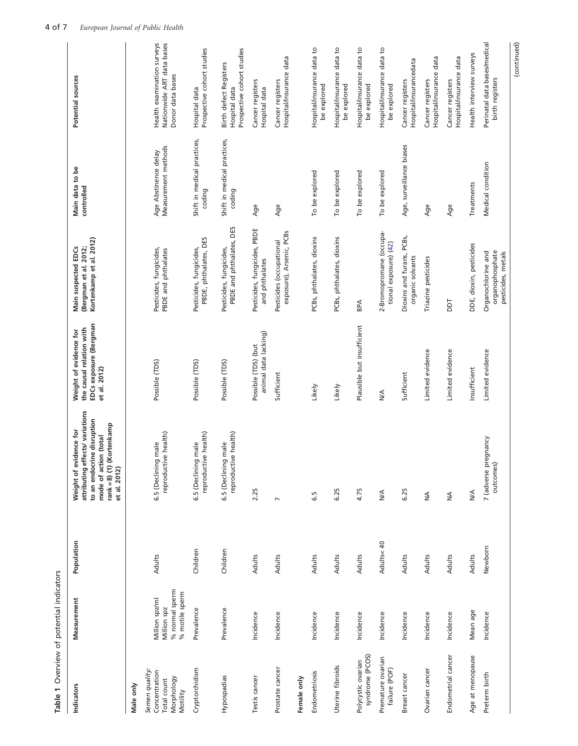**Table 1** Overview of potential indicators

| Indicators | Measurement | Population | Weight of evidence for attributing effects/ variations to an endocrine disruption mode of action (total rank = 8) (1) (Kortenkamp et al. 2012) | Weight of evidence for the causal relation with EDCs exposure (Bergman et al. 2012) | Main suspected EDCs (Bergman et al. 2012; Kortenkamp et al. 2012) | Main data to be controlled | Potential sources |
|---|---|---|---|---|---|---|---|
| **Male only** | | | | | | | |
| *Semen quality:* Concentration Total count Morphology Motility | Million spz/ml Million spz % normal sperm % motile sperm | Adults | 6.5 (Declining male reproductive health) | Possible (TDS) | Pesticides, fungicides, PBDE and phthalates | Age Abstinence delay Measurement methods | Health examination surveys Nationwide ART data bases Donor data bases |
| Cryptorchidism | Prevalence | Children | 6.5 (Declining male reproductive health) | Possible (TDS) | Pesticides, fungicides, PBDE, phthalates, DES | Shift in medical practices, coding | Hospital data Prospective cohort studies |
| Hypospadias | Prevalence | Children | 6.5 (Declining male reproductive health) | Possible (TDS) | Pesticides, fungicides, PBDE and phthalates, DES | Shift in medical practices, coding | Birth defect Registers Hospital data Prospective cohort studies |
| Testis cancer | Incidence | Adults | 2.25 | Possible (TDS) (but animal data lacking) | Pesticides, fungicides, PBDE and phthalates | Age | Cancer registers Hospital data |
| Prostate cancer | Incidence | Adults | 7 | Sufficient | Pesticides (occupational exposure), Arsenic, PCBs | Age | Cancer registers Hospital/Insurance data |
| **Female only** | | | | | | | |
| Endometriosis | Incidence | Adults | 6.5 | Likely | PCBs, phthalates, dioxins | To be explored | Hospital/insurance data to be explored |
| Uterine fibroids | Incidence | Adults | 6.25 | Likely | PCBs, phthalates, dioxins | To be explored | Hospital/insurance data to be explored |
| Polycystic ovarian syndrome (PCOS) | Incidence | Adults | 4.75 | Plausible but insufficient | BPA | To be explored | Hospital/insurance data to be explored |
| Premature ovarian failure (POF) | Incidence | Adults< 40 | N/A | N/A | 2-Bromopromane (occupational exposure) (42) | To be explored | Hospital/insurance data to be explored |
| Breast cancer | Incidence | Adults | 6.25 | Sufficient | Dioxins and furans, PCBs, organic solvents | Age, surveillance biases | Cancer registers Hospital/insurancedata |
| Ovarian cancer | Incidence | Adults | NA | Limited evidence | Triazine pesticides | Age | Cancer registers Hospital/insurance data |
| Endometrial cancer | Incidence | Adults | NA | Limited evidence | DDT | Age | Cancer registers Hospital/insurance data |
| Age at menopause | Mean age | Adults | N/A | Insufficient | DDE, dioxin, pesticides | Treatments | Health interview surveys |
| Preterm birth | Incidence | Newborn | 7 (adverse pregnancy outcomes) | Limited evidence | Organochlorine and organophosphate pesticides, metals | Medical condition | Perinatal data bases/medical birth registers |

(continued)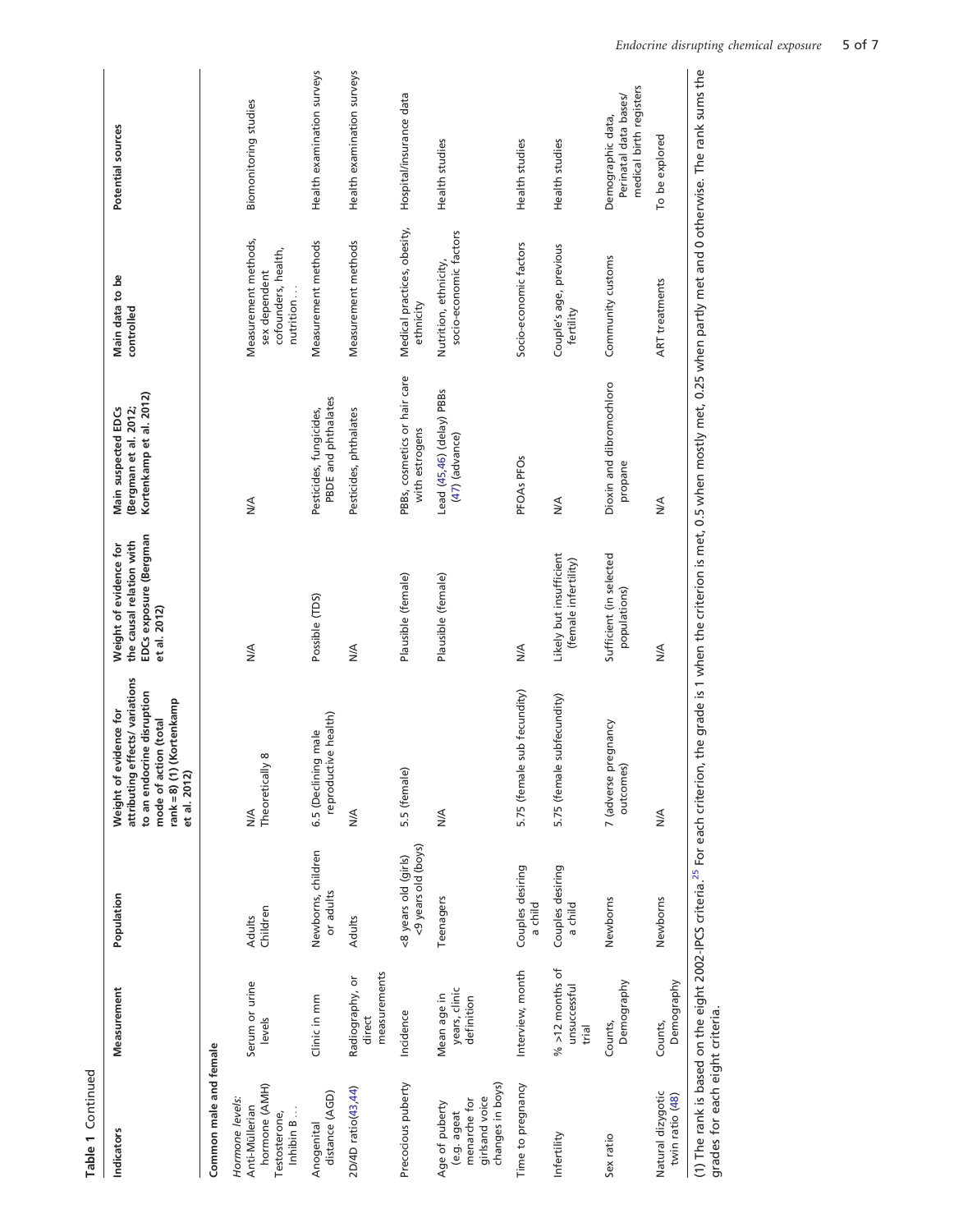**Table 1** Continued

| Indicators | Measurement | Population | Weight of evidence for attributing effects/ variations to an endocrine disruption mode of action (total rank = 8) (1) (Kortenkamp et al. 2012) | Weight of evidence for the causal relation with EDCs exposure (Bergman et al. 2012) | Main suspected EDCs (Bergman et al. 2012; Kortenkamp et al. 2012) | Main data to be controlled | Potential sources |
|---|---|---|---|---|---|---|---|
| **Common male and female** | | | | | | | |
| *Hormone levels:* Anti-Müllerian hormone (AMH) Testosterone, Inhibin B… | Serum or urine levels | Adults Children | N/A Theoretically 8 | N/A | N/A | Measurement methods, sex dependent cofounders, health, nutrition… | Biomonitoring studies |
| Anogenital distance (AGD) | Clinic in mm | Newborns, children or adults | 6.5 (Declining male reproductive health) | Possible (TDS) | Pesticides, fungicides, PBDE and phthalates | Measurement methods | Health examination surveys |
| 2D/4D ratio(43,44) | Radiography, or direct measurements | Adults | N/A | N/A | Pesticides, phthalates | Measurement methods | Health examination surveys |
| Precocious puberty | Incidence | <8 years old (girls) <9 years old (boys) | 5.5 (female) | Plausible (female) | PBBs, cosmetics or hair care with estrogens | Medical practices, obesity, ethnicity | Hospital/insurance data |
| Age of puberty (e.g. ageat menarche for girlsand voice changes in boys) | Mean age in years, clinic definition | Teenagers | N/A | Plausible (female) | Lead (45,46) (delay) PBBs (47) (advance) | Nutrition, ethnicity, socio-economic factors | Health studies |
| Time to pregnancy | Interview, month | Couples desiring a child | 5.75 (female sub fecundity) | N/A | PFOAs PFOs | Socio-economic factors | Health studies |
| Infertility | % >12 months of unsuccessful trial | Couples desiring a child | 5.75 (female subfecundity) | Likely but insufficient (female infertility) | N/A | Couple's age, previous fertility | Health studies |
| Sex ratio | Counts, Demography | Newborns | 7 (adverse pregnancy outcomes) | Sufficient (in selected populations) | Dioxin and dibromochloro propane | Community customs | Demographic data, Perinatal data bases/ medical birth registers |
| Natural dizygotic twin ratio (48) | Counts, Demography | Newborns | N/A | N/A | N/A | ART treatments | To be explored |

(1) The rank is based on the eight 2002-IPCS criteria.[25] For each criterion, the grade is 1 when the criterion is met, 0.5 when mostly met, 0.25 when partly met and 0 otherwise. The rank sums the grades for each eight criteria.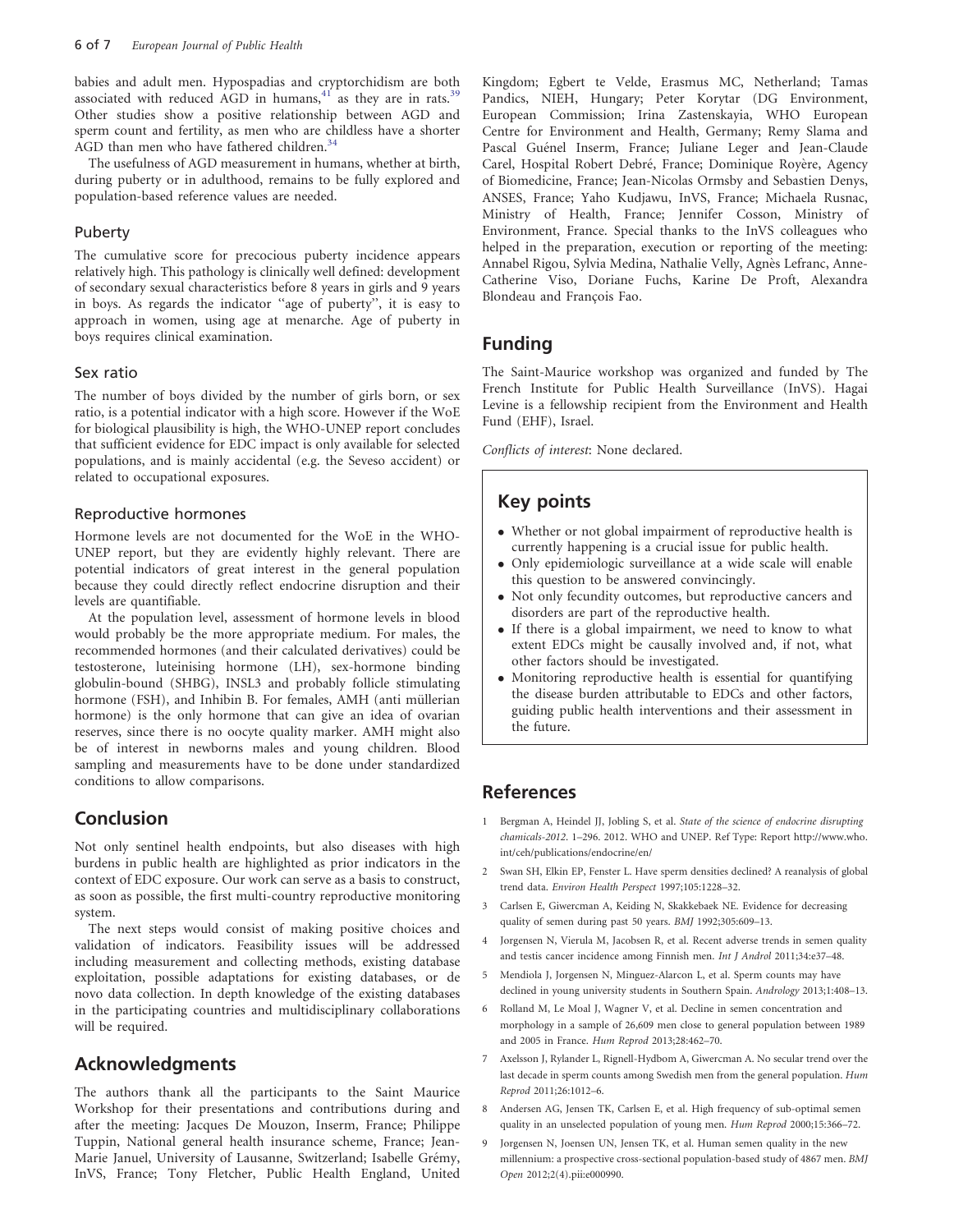babies and adult men. Hypospadias and cryptorchidism are both associated with reduced AGD in humans,[41] as they are in rats.[39] Other studies show a positive relationship between AGD and sperm count and fertility, as men who are childless have a shorter AGD than men who have fathered children.[34]

The usefulness of AGD measurement in humans, whether at birth, during puberty or in adulthood, remains to be fully explored and population-based reference values are needed.

### Puberty

The cumulative score for precocious puberty incidence appears relatively high. This pathology is clinically well defined: development of secondary sexual characteristics before 8 years in girls and 9 years in boys. As regards the indicator ''age of puberty'', it is easy to approach in women, using age at menarche. Age of puberty in boys requires clinical examination.

### Sex ratio

The number of boys divided by the number of girls born, or sex ratio, is a potential indicator with a high score. However if the WoE for biological plausibility is high, the WHO-UNEP report concludes that sufficient evidence for EDC impact is only available for selected populations, and is mainly accidental (e.g. the Seveso accident) or related to occupational exposures.

### Reproductive hormones

Hormone levels are not documented for the WoE in the WHO-UNEP report, but they are evidently highly relevant. There are potential indicators of great interest in the general population because they could directly reflect endocrine disruption and their levels are quantifiable.

At the population level, assessment of hormone levels in blood would probably be the more appropriate medium. For males, the recommended hormones (and their calculated derivatives) could be testosterone, luteinising hormone (LH), sex-hormone binding globulin-bound (SHBG), INSL3 and probably follicle stimulating hormone (FSH), and Inhibin B. For females, AMH (anti müllerian hormone) is the only hormone that can give an idea of ovarian reserves, since there is no oocyte quality marker. AMH might also be of interest in newborns males and young children. Blood sampling and measurements have to be done under standardized conditions to allow comparisons.

## Conclusion

Not only sentinel health endpoints, but also diseases with high burdens in public health are highlighted as prior indicators in the context of EDC exposure. Our work can serve as a basis to construct, as soon as possible, the first multi-country reproductive monitoring system.

The next steps would consist of making positive choices and validation of indicators. Feasibility issues will be addressed including measurement and collecting methods, existing database exploitation, possible adaptations for existing databases, or de novo data collection. In depth knowledge of the existing databases in the participating countries and multidisciplinary collaborations will be required.

## Acknowledgments

The authors thank all the participants to the Saint Maurice Workshop for their presentations and contributions during and after the meeting: Jacques De Mouzon, Inserm, France; Philippe Tuppin, National general health insurance scheme, France; Jean-Marie Januel, University of Lausanne, Switzerland; Isabelle Grémy, InVS, France; Tony Fletcher, Public Health England, United Kingdom; Egbert te Velde, Erasmus MC, Netherland; Tamas Pandics, NIEH, Hungary; Peter Korytar (DG Environment, European Commission; Irina Zastenskayia, WHO European Centre for Environment and Health, Germany; Remy Slama and Pascal Guénel Inserm, France; Juliane Leger and Jean-Claude Carel, Hospital Robert Debré, France; Dominique Royère, Agency of Biomedicine, France; Jean-Nicolas Ormsby and Sebastien Denys, ANSES, France; Yaho Kudjawu, InVS, France; Michaela Rusnac, Ministry of Health, France; Jennifer Cosson, Ministry of Environment, France. Special thanks to the InVS colleagues who helped in the preparation, execution or reporting of the meeting: Annabel Rigou, Sylvia Medina, Nathalie Velly, Agnès Lefranc, Anne-Catherine Viso, Doriane Fuchs, Karine De Proft, Alexandra Blondeau and François Fao.

## Funding

The Saint-Maurice workshop was organized and funded by The French Institute for Public Health Surveillance (InVS). Hagai Levine is a fellowship recipient from the Environment and Health Fund (EHF), Israel.

*Conflicts of interest*: None declared.

## Key points

- Whether or not global impairment of reproductive health is currently happening is a crucial issue for public health.
- Only epidemiologic surveillance at a wide scale will enable this question to be answered convincingly.
- Not only fecundity outcomes, but reproductive cancers and disorders are part of the reproductive health.
- If there is a global impairment, we need to know to what extent EDCs might be causally involved and, if not, what other factors should be investigated.
- Monitoring reproductive health is essential for quantifying the disease burden attributable to EDCs and other factors, guiding public health interventions and their assessment in the future.

## References

1. Bergman A, Heindel JJ, Jobling S, et al. *State of the science of endocrine disrupting chamicals-2012*. 1–296. 2012. WHO and UNEP. Ref Type: Report http://www.who.int/ceh/publications/endocrine/en/
2. Swan SH, Elkin EP, Fenster L. Have sperm densities declined? A reanalysis of global trend data. *Environ Health Perspect* 1997;105:1228–32.
3. Carlsen E, Giwercman A, Keiding N, Skakkebaek NE. Evidence for decreasing quality of semen during past 50 years. *BMJ* 1992;305:609–13.
4. Jorgensen N, Vierula M, Jacobsen R, et al. Recent adverse trends in semen quality and testis cancer incidence among Finnish men. *Int J Androl* 2011;34:e37–48.
5. Mendiola J, Jorgensen N, Minguez-Alarcon L, et al. Sperm counts may have declined in young university students in Southern Spain. *Andrology* 2013;1:408–13.
6. Rolland M, Le Moal J, Wagner V, et al. Decline in semen concentration and morphology in a sample of 26,609 men close to general population between 1989 and 2005 in France. *Hum Reprod* 2013;28:462–70.
7. Axelsson J, Rylander L, Rignell-Hydbom A, Giwercman A. No secular trend over the last decade in sperm counts among Swedish men from the general population. *Hum Reprod* 2011;26:1012–6.
8. Andersen AG, Jensen TK, Carlsen E, et al. High frequency of sub-optimal semen quality in an unselected population of young men. *Hum Reprod* 2000;15:366–72.
9. Jorgensen N, Joensen UN, Jensen TK, et al. Human semen quality in the new millennium: a prospective cross-sectional population-based study of 4867 men. *BMJ Open* 2012;2(4).pii:e000990.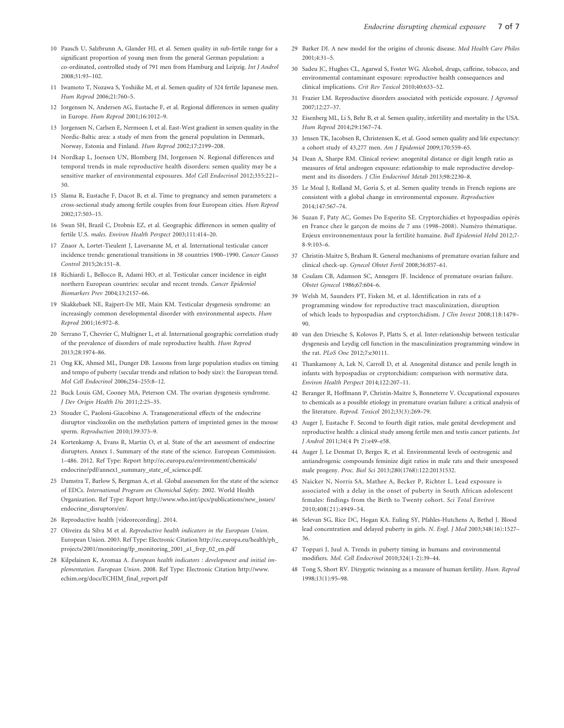10 Paasch U, Salzbrunn A, Glander HJ, et al. Semen quality in sub-fertile range for a significant proportion of young men from the general German population: a co-ordinated, controlled study of 791 men from Hamburg and Leipzig. *Int J Androl* 2008;31:93–102.

11 Iwamoto T, Nozawa S, Yoshiike M, et al. Semen quality of 324 fertile Japanese men. *Hum Reprod* 2006;21:760–5.

12 Jorgensen N, Andersen AG, Eustache F, et al. Regional differences in semen quality in Europe. *Hum Reprod* 2001;16:1012–9.

13 Jorgensen N, Carlsen E, Nermoen I, et al. East-West gradient in semen quality in the Nordic-Baltic area: a study of men from the general population in Denmark, Norway, Estonia and Finland. *Hum Reprod* 2002;17:2199–208.

14 Nordkap L, Joensen UN, Blomberg JM, Jorgensen N. Regional differences and temporal trends in male reproductive health disorders: semen quality may be a sensitive marker of environmental exposures. *Mol Cell Endocrinol* 2012;355:221–30.

15 Slama R, Eustache F, Ducot B, et al. Time to pregnancy and semen parameters: a cross-sectional study among fertile couples from four European cities. *Hum Reprod* 2002;17:503–15.

16 Swan SH, Brazil C, Drobnis EZ, et al. Geographic differences in semen quality of fertile U.S. *males. Environ Health Perspect* 2003;111:414–20.

17 Znaor A, Lortet-Tieulent J, Laversanne M, et al. International testicular cancer incidence trends: generational transitions in 38 countries 1900–1990. *Cancer Causes Control* 2015;26:151–8.

18 Richiardi L, Bellocco R, Adami HO, et al. Testicular cancer incidence in eight northern European countries: secular and recent trends. *Cancer Epidemiol Biomarkers Prev* 2004;13:2157–66.

19 Skakkebaek NE, Rajpert-De ME, Main KM. Testicular dysgenesis syndrome: an increasingly common developmental disorder with environmental aspects. *Hum Reprod* 2001;16:972–8.

20 Serrano T, Chevrier C, Multigner L, et al. International geographic correlation study of the prevalence of disorders of male reproductive health. *Hum Reprod* 2013;28:1974–86.

21 Ong KK, Ahmed ML, Dunger DB. Lessons from large population studies on timing and tempo of puberty (secular trends and relation to body size): the European trend. *Mol Cell Endocrinol* 2006;254–255:8–12.

22 Buck Louis GM, Cooney MA, Peterson CM. The ovarian dysgenesis syndrome. *J Dev Origin Health Dis* 2011;2:25–35.

23 Stouder C, Paoloni-Giacobino A. Transgenerational effects of the endocrine disruptor vinclozolin on the methylation pattern of imprinted genes in the mouse sperm. *Reproduction* 2010;139:373–9.

24 Kortenkamp A, Evans R, Martin O, et al. State of the art asessment of endocrine disrupters. Annex 1. Summary of the state of the science. European Commission. 1–486. 2012. Ref Type: Report http://ec.europa.eu/environment/chemicals/endocrine/pdf/annex1_summary_state_of_science.pdf.

25 Damstra T, Barlow S, Bergman A, et al. Global assessmen for the state of the science of EDCs. *International Program on Chemichal Safety*. 2002. World Health Organization. Ref Type: Report http://www.who.int/ipcs/publications/new_issues/endocrine_disruptors/en/.

26 Reproductive health [videorecording]. 2014.

27 Oliveira da Silva M et al. *Reproductive health indicators in the European Union*. European Union. 2003. Ref Type: Electronic Citation http://ec.europa.eu/health/ph_projects/2001/monitoring/fp_monitoring_2001_a1_frep_02_en.pdf

28 Kilpelainen K, Aromaa A. *European health indicators : development and initial implementation. European Union*. 2008. Ref Type: Electronic Citation http://www.echim.org/docs/ECHIM_final_report.pdf

29 Barker DJ. A new model for the origins of chronic disease. *Med Health Care Philos* 2001;4:31–5.

30 Sadeu JC, Hughes CL, Agarwal S, Foster WG. Alcohol, drugs, caffeine, tobacco, and environmental contaminant exposure: reproductive health consequences and clinical implications. *Crit Rev Toxicol* 2010;40:633–52.

31 Frazier LM. Reproductive disorders associated with pesticide exposure. *J Agromed* 2007;12:27–37.

32 Eisenberg ML, Li S, Behr B, et al. Semen quality, infertility and mortality in the USA. *Hum Reprod* 2014;29:1567–74.

33 Jensen TK, Jacobsen R, Christensen K, et al. Good semen quality and life expectancy: a cohort study of 43,277 men. *Am J Epidemiol* 2009;170:559–65.

34 Dean A, Sharpe RM. Clinical review: anogenital distance or digit length ratio as measures of fetal androgen exposure: relationship to male reproductive development and its disorders. *J Clin Endocrinol Metab* 2013;98:2230–8.

35 Le Moal J, Rolland M, Goria S, et al. Semen quality trends in French regions are consistent with a global change in environmental exposure. *Reproduction* 2014;147:567–74.

36 Suzan F, Paty AC, Gomes Do Esperito SE. Cryptorchidies et hypospadias opérés en France chez le garçon de moins de 7 ans (1998–2008). Numéro thématique. Enjeux environnementaux pour la fertilité humaine. *Bull Epidemiol Hebd* 2012;7-8-9:103–6.

37 Christin-Maitre S, Braham R. General mechanisms of premature ovarian failure and clinical check-up. *Gynecol Obstet Fertil* 2008;36:857–61.

38 Coulam CB, Adamson SC, Annegers JF. Incidence of premature ovarian failure. *Obstet Gynecol* 1986;67:604–6.

39 Welsh M, Saunders PT, Fisken M, et al. Identification in rats of a programming window for reproductive tract masculinization, disruption of which leads to hypospadias and cryptorchidism. *J Clin Invest* 2008;118:1479–90.

40 van den Driesche S, Kolovos P, Platts S, et al. Inter-relationship between testicular dysgenesis and Leydig cell function in the masculinization programming window in the rat. *PLoS One* 2012;7:e30111.

41 Thankamony A, Lek N, Carroll D, et al. Anogenital distance and penile length in infants with hypospadias or cryptorchidism: comparison with normative data. *Environ Health Perspect* 2014;122:207–11.

42 Beranger R, Hoffmann P, Christin-Maitre S, Bonneterre V. Occupational exposures to chemicals as a possible etiology in premature ovarian failure: a critical analysis of the literature. *Reprod. Toxicol* 2012;33(3):269–79.

43 Auger J, Eustache F. Second to fourth digit ratios, male genital development and reproductive health: a clinical study among fertile men and testis cancer patients. *Int J Androl* 2011;34(4 Pt 2):e49–e58.

44 Auger J, Le Denmat D, Berges R, et al. Environmental levels of oestrogenic and antiandrogenic compounds feminize digit ratios in male rats and their unexposed male progeny. *Proc. Biol Sci* 2013;280(1768):122:20131532.

45 Naicker N, Norris SA, Mathee A, Becker P, Richter L. Lead exposure is associated with a delay in the onset of puberty in South African adolescent females: findings from the Birth to Twenty cohort. *Sci Total Environ* 2010;408(21):4949–54.

46 Selevan SG, Rice DC, Hogan KA. Euling SY, Pfahles-Hutchens A, Bethel J. Blood lead concentration and delayed puberty in girls. *N. Engl. J Med* 2003;348(16):1527–36.

47 Toppari J, Juul A. Trends in puberty timing in humans and environmental modifiers. *Mol. Cell Endocrinol* 2010;324(1-2):39–44.

48 Tong S, Short RV. Dizygotic twinning as a measure of human fertility. *Hum. Reprod* 1998;13(1):95–98.